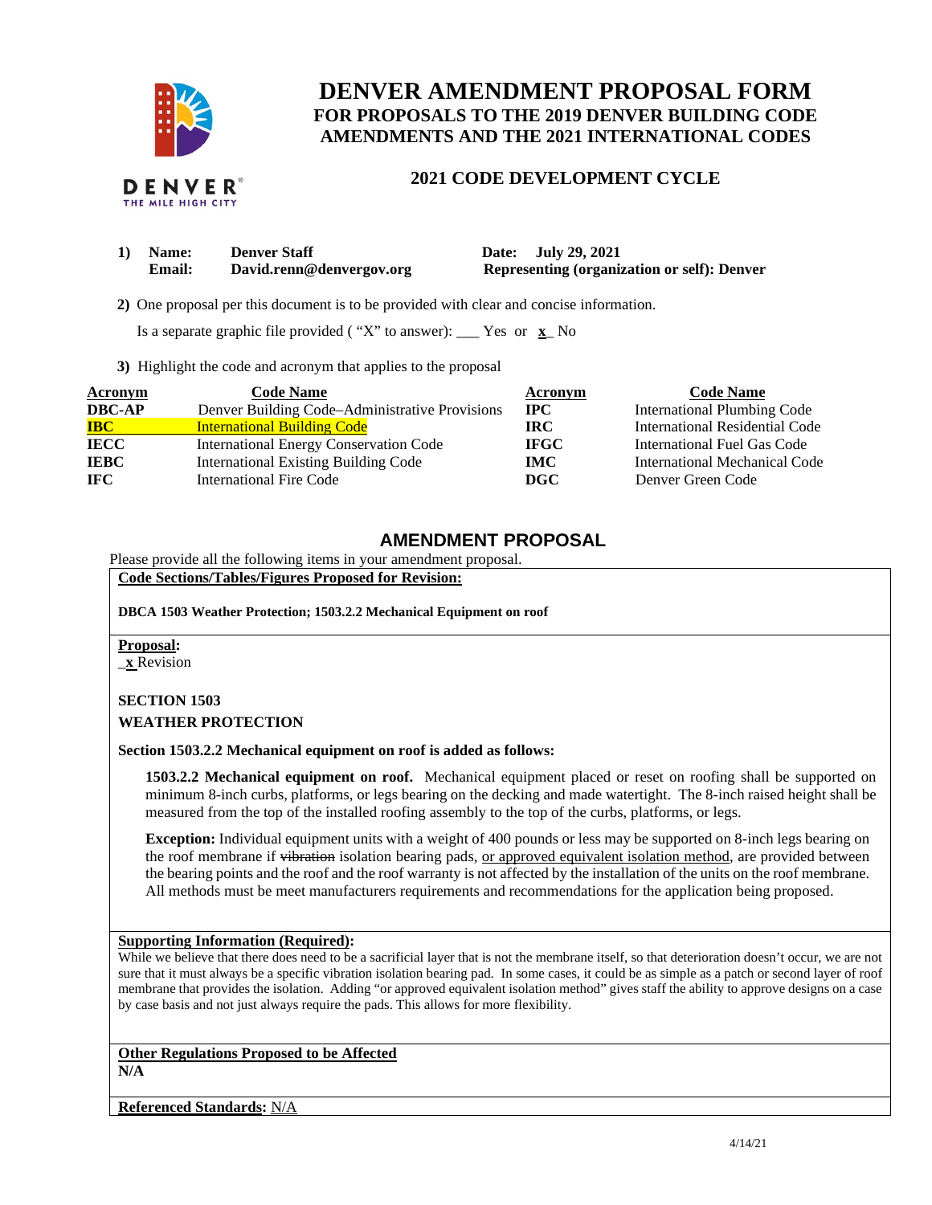# DENVER AMENDMENT PROPOSAL FORM
## FOR PROPOSALS TO THE 2019 DENVER BUILDING CODE AMENDMENTS AND THE 2021 INTERNATIONAL CODES

### 2021 CODE DEVELOPMENT CYCLE

**1) Name:** **Denver Staff** **Date: July 29, 2021**
**Email:** **David.renn@denvergov.org** **Representing (organization or self): Denver**

**2)** One proposal per this document is to be provided with clear and concise information.

Is a separate graphic file provided ( "X" to answer): ___ Yes or _x_ No

**3)** Highlight the code and acronym that applies to the proposal

| Acronym | Code Name | Acronym | Code Name |
|---|---|---|---|
| **DBC-AP** | Denver Building Code–Administrative Provisions | **IPC** | International Plumbing Code |
| **IBC** | International Building Code | **IRC** | International Residential Code |
| **IECC** | International Energy Conservation Code | **IFGC** | International Fuel Gas Code |
| **IEBC** | International Existing Building Code | **IMC** | International Mechanical Code |
| **IFC** | International Fire Code | **DGC** | Denver Green Code |

## AMENDMENT PROPOSAL

Please provide all the following items in your amendment proposal.

**Code Sections/Tables/Figures Proposed for Revision:**

**DBCA 1503 Weather Protection; 1503.2.2 Mechanical Equipment on roof**

**Proposal:**

_x_ Revision

**SECTION 1503**

**WEATHER PROTECTION**

**Section 1503.2.2 Mechanical equipment on roof is added as follows:**

**1503.2.2 Mechanical equipment on roof.** Mechanical equipment placed or reset on roofing shall be supported on minimum 8-inch curbs, platforms, or legs bearing on the decking and made watertight. The 8-inch raised height shall be measured from the top of the installed roofing assembly to the top of the curbs, platforms, or legs.

**Exception:** Individual equipment units with a weight of 400 pounds or less may be supported on 8-inch legs bearing on the roof membrane if ~~vibration~~ isolation bearing pads, <u>or approved equivalent isolation method</u>, are provided between the bearing points and the roof and the roof warranty is not affected by the installation of the units on the roof membrane. All methods must be meet manufacturers requirements and recommendations for the application being proposed.

**Supporting Information (Required):**

While we believe that there does need to be a sacrificial layer that is not the membrane itself, so that deterioration doesn't occur, we are not sure that it must always be a specific vibration isolation bearing pad. In some cases, it could be as simple as a patch or second layer of roof membrane that provides the isolation. Adding "or approved equivalent isolation method" gives staff the ability to approve designs on a case by case basis and not just always require the pads. This allows for more flexibility.

**Other Regulations Proposed to be Affected**

**N/A**

**Referenced Standards:** N/A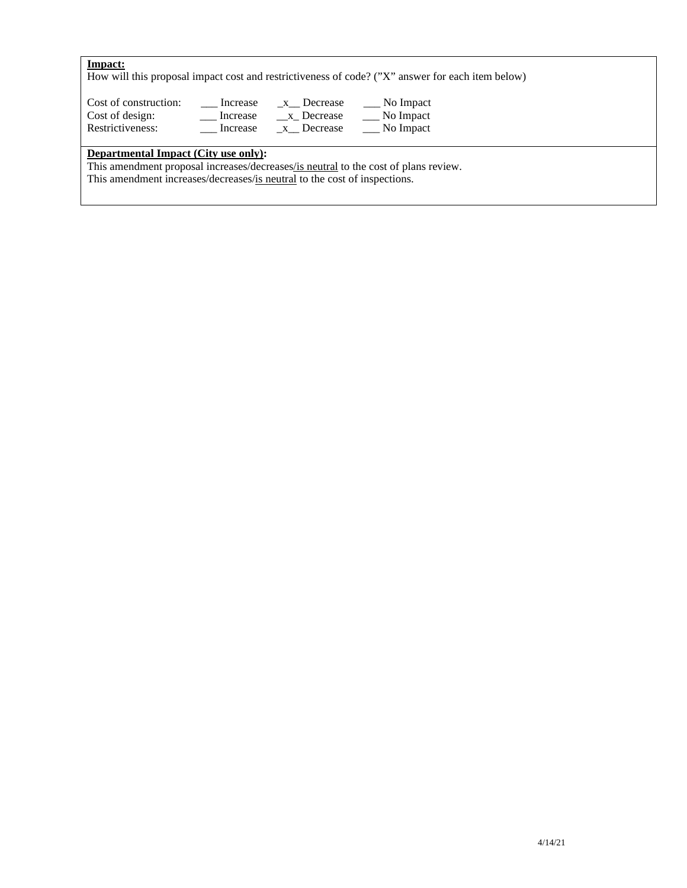**Impact:**
How will this proposal impact cost and restrictiveness of code? ("X" answer for each item below)

| | | | |
|---|---|---|---|
| Cost of construction: | ___ Increase | _x__ Decrease | ___ No Impact |
| Cost of design: | ___ Increase | __x_ Decrease | ___ No Impact |
| Restrictiveness: | ___ Increase | _x__ Decrease | ___ No Impact |

**Departmental Impact (City use only):**
This amendment proposal increases/decreases/<u>is neutral</u> to the cost of plans review.
This amendment increases/decreases/<u>is neutral</u> to the cost of inspections.

4/14/21